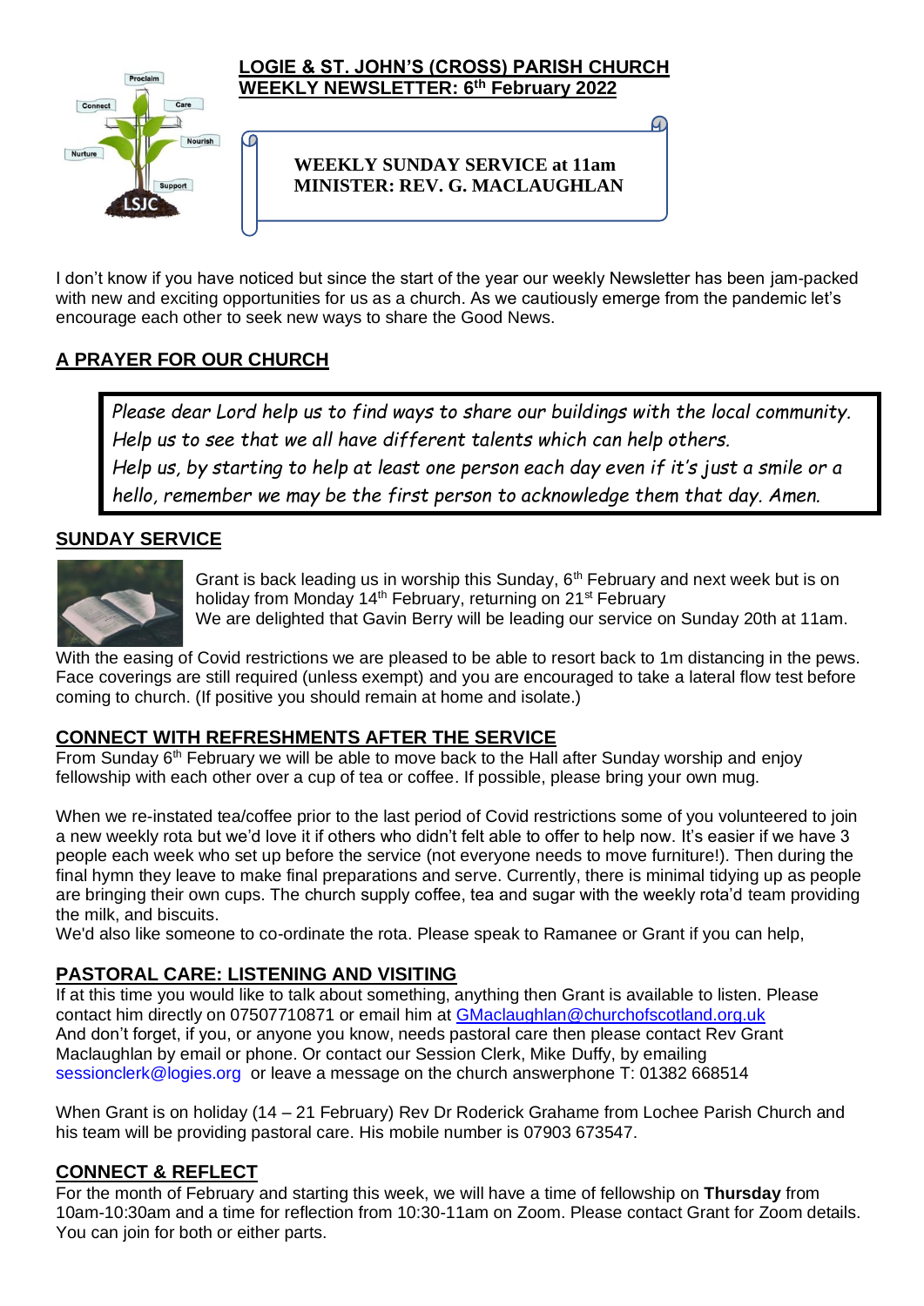# LOGIE & ST. JOHN'S (CROSS) PARISH CHURCH
## WEEKLY NEWSLETTER: 6th February 2022

**WEEKLY SUNDAY SERVICE at 11am**
**MINISTER: REV. G. MACLAUGHLAN**

I don't know if you have noticed but since the start of the year our weekly Newsletter has been jam-packed with new and exciting opportunities for us as a church. As we cautiously emerge from the pandemic let's encourage each other to seek new ways to share the Good News.

## A PRAYER FOR OUR CHURCH

*Please dear Lord help us to find ways to share our buildings with the local community.*
*Help us to see that we all have different talents which can help others.*
*Help us, by starting to help at least one person each day even if it's just a smile or a hello, remember we may be the first person to acknowledge them that day. Amen.*

## SUNDAY SERVICE

Grant is back leading us in worship this Sunday, 6th February and next week but is on holiday from Monday 14th February, returning on 21st February

We are delighted that Gavin Berry will be leading our service on Sunday 20th at 11am.

With the easing of Covid restrictions we are pleased to be able to resort back to 1m distancing in the pews. Face coverings are still required (unless exempt) and you are encouraged to take a lateral flow test before coming to church. (If positive you should remain at home and isolate.)

## CONNECT WITH REFRESHMENTS AFTER THE SERVICE

From Sunday 6th February we will be able to move back to the Hall after Sunday worship and enjoy fellowship with each other over a cup of tea or coffee. If possible, please bring your own mug.

When we re-instated tea/coffee prior to the last period of Covid restrictions some of you volunteered to join a new weekly rota but we'd love it if others who didn't felt able to offer to help now. It's easier if we have 3 people each week who set up before the service (not everyone needs to move furniture!). Then during the final hymn they leave to make final preparations and serve. Currently, there is minimal tidying up as people are bringing their own cups. The church supply coffee, tea and sugar with the weekly rota'd team providing the milk, and biscuits.

We'd also like someone to co-ordinate the rota. Please speak to Ramanee or Grant if you can help,

## PASTORAL CARE: LISTENING AND VISITING

If at this time you would like to talk about something, anything then Grant is available to listen. Please contact him directly on 07507710871 or email him at GMaclaughlan@churchofscotland.org.uk

And don't forget, if you, or anyone you know, needs pastoral care then please contact Rev Grant Maclaughlan by email or phone. Or contact our Session Clerk, Mike Duffy, by emailing sessionclerk@logies.org or leave a message on the church answerphone T: 01382 668514

When Grant is on holiday (14 – 21 February) Rev Dr Roderick Grahame from Lochee Parish Church and his team will be providing pastoral care. His mobile number is 07903 673547.

## CONNECT & REFLECT

For the month of February and starting this week, we will have a time of fellowship on **Thursday** from 10am-10:30am and a time for reflection from 10:30-11am on Zoom. Please contact Grant for Zoom details. You can join for both or either parts.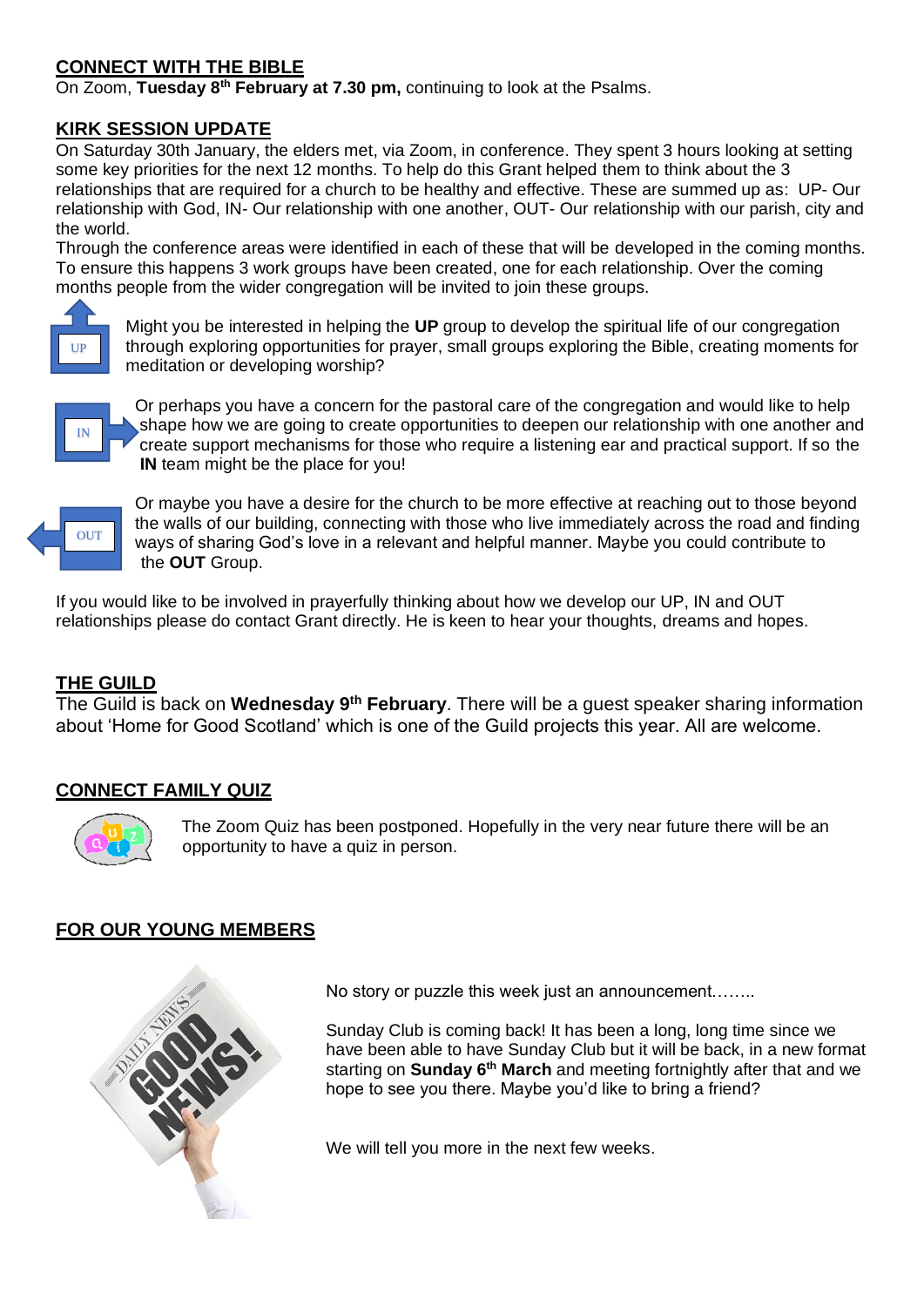## CONNECT WITH THE BIBLE

On Zoom, **Tuesday 8th February at 7.30 pm,** continuing to look at the Psalms.

## KIRK SESSION UPDATE

On Saturday 30th January, the elders met, via Zoom, in conference. They spent 3 hours looking at setting some key priorities for the next 12 months. To help do this Grant helped them to think about the 3 relationships that are required for a church to be healthy and effective. These are summed up as: UP- Our relationship with God, IN- Our relationship with one another, OUT- Our relationship with our parish, city and the world.

Through the conference areas were identified in each of these that will be developed in the coming months. To ensure this happens 3 work groups have been created, one for each relationship. Over the coming months people from the wider congregation will be invited to join these groups.

UP

Might you be interested in helping the **UP** group to develop the spiritual life of our congregation through exploring opportunities for prayer, small groups exploring the Bible, creating moments for meditation or developing worship?

IN

Or perhaps you have a concern for the pastoral care of the congregation and would like to help shape how we are going to create opportunities to deepen our relationship with one another and create support mechanisms for those who require a listening ear and practical support. If so the **IN** team might be the place for you!

OUT

Or maybe you have a desire for the church to be more effective at reaching out to those beyond the walls of our building, connecting with those who live immediately across the road and finding ways of sharing God's love in a relevant and helpful manner. Maybe you could contribute to the **OUT** Group.

If you would like to be involved in prayerfully thinking about how we develop our UP, IN and OUT relationships please do contact Grant directly. He is keen to hear your thoughts, dreams and hopes.

## THE GUILD

The Guild is back on **Wednesday 9th February**. There will be a guest speaker sharing information about 'Home for Good Scotland' which is one of the Guild projects this year. All are welcome.

## CONNECT FAMILY QUIZ

The Zoom Quiz has been postponed. Hopefully in the very near future there will be an opportunity to have a quiz in person.

## FOR OUR YOUNG MEMBERS

No story or puzzle this week just an announcement……..

Sunday Club is coming back! It has been a long, long time since we have been able to have Sunday Club but it will be back, in a new format starting on **Sunday 6th March** and meeting fortnightly after that and we hope to see you there. Maybe you'd like to bring a friend?

We will tell you more in the next few weeks.